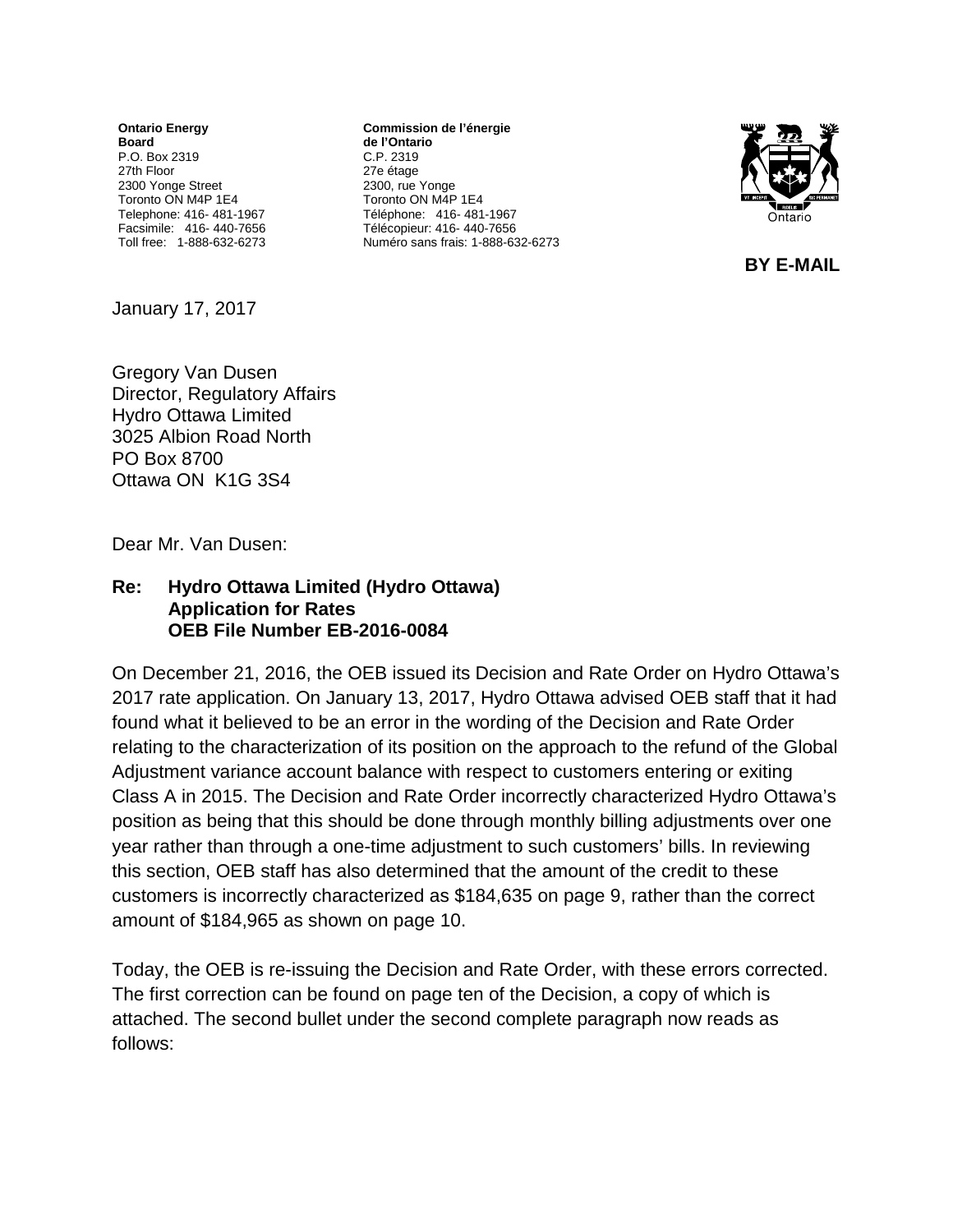**Ontario Energy Board**
P.O. Box 2319
27th Floor
2300 Yonge Street
Toronto ON M4P 1E4
Telephone: 416- 481-1967
Facsimile: 416- 440-7656
Toll free: 1-888-632-6273

**Commission de l'énergie de l'Ontario**
C.P. 2319
27e étage
2300, rue Yonge
Toronto ON M4P 1E4
Téléphone: 416- 481-1967
Télécopieur: 416- 440-7656
Numéro sans frais: 1-888-632-6273

**BY E-MAIL**

January 17, 2017

Gregory Van Dusen
Director, Regulatory Affairs
Hydro Ottawa Limited
3025 Albion Road North
PO Box 8700
Ottawa ON K1G 3S4

Dear Mr. Van Dusen:

**Re: Hydro Ottawa Limited (Hydro Ottawa)**
**Application for Rates**
**OEB File Number EB-2016-0084**

On December 21, 2016, the OEB issued its Decision and Rate Order on Hydro Ottawa's 2017 rate application. On January 13, 2017, Hydro Ottawa advised OEB staff that it had found what it believed to be an error in the wording of the Decision and Rate Order relating to the characterization of its position on the approach to the refund of the Global Adjustment variance account balance with respect to customers entering or exiting Class A in 2015. The Decision and Rate Order incorrectly characterized Hydro Ottawa's position as being that this should be done through monthly billing adjustments over one year rather than through a one-time adjustment to such customers' bills. In reviewing this section, OEB staff has also determined that the amount of the credit to these customers is incorrectly characterized as $184,635 on page 9, rather than the correct amount of $184,965 as shown on page 10.

Today, the OEB is re-issuing the Decision and Rate Order, with these errors corrected. The first correction can be found on page ten of the Decision, a copy of which is attached. The second bullet under the second complete paragraph now reads as follows: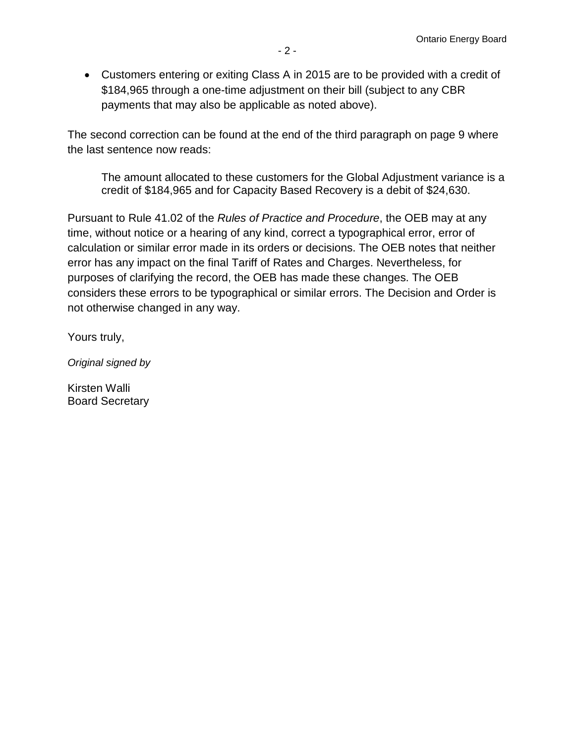- Customers entering or exiting Class A in 2015 are to be provided with a credit of $184,965 through a one-time adjustment on their bill (subject to any CBR payments that may also be applicable as noted above).

The second correction can be found at the end of the third paragraph on page 9 where the last sentence now reads:

> The amount allocated to these customers for the Global Adjustment variance is a credit of $184,965 and for Capacity Based Recovery is a debit of $24,630.

Pursuant to Rule 41.02 of the *Rules of Practice and Procedure*, the OEB may at any time, without notice or a hearing of any kind, correct a typographical error, error of calculation or similar error made in its orders or decisions. The OEB notes that neither error has any impact on the final Tariff of Rates and Charges. Nevertheless, for purposes of clarifying the record, the OEB has made these changes. The OEB considers these errors to be typographical or similar errors. The Decision and Order is not otherwise changed in any way.

Yours truly,

*Original signed by*

Kirsten Walli
Board Secretary